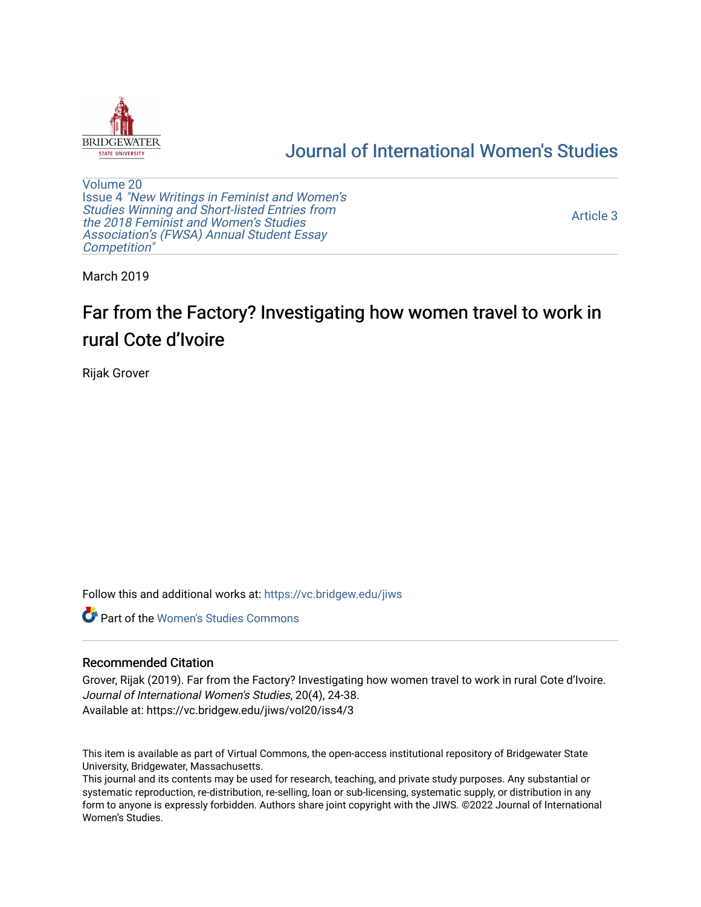BRIDGEWATER STATE UNIVERSITY

# Journal of International Women's Studies

Volume 20
Issue 4 *"New Writings in Feminist and Women's Studies Winning and Short-listed Entries from the 2018 Feminist and Women's Studies Association's (FWSA) Annual Student Essay Competition"*

Article 3

March 2019

# Far from the Factory? Investigating how women travel to work in rural Cote d'Ivoire

Rijak Grover

Follow this and additional works at: https://vc.bridgew.edu/jiws

Part of the Women's Studies Commons

## Recommended Citation

Grover, Rijak (2019). Far from the Factory? Investigating how women travel to work in rural Cote d'Ivoire. *Journal of International Women's Studies*, 20(4), 24-38.
Available at: https://vc.bridgew.edu/jiws/vol20/iss4/3

This item is available as part of Virtual Commons, the open-access institutional repository of Bridgewater State University, Bridgewater, Massachusetts.
This journal and its contents may be used for research, teaching, and private study purposes. Any substantial or systematic reproduction, re-distribution, re-selling, loan or sub-licensing, systematic supply, or distribution in any form to anyone is expressly forbidden. Authors share joint copyright with the JIWS. ©2022 Journal of International Women's Studies.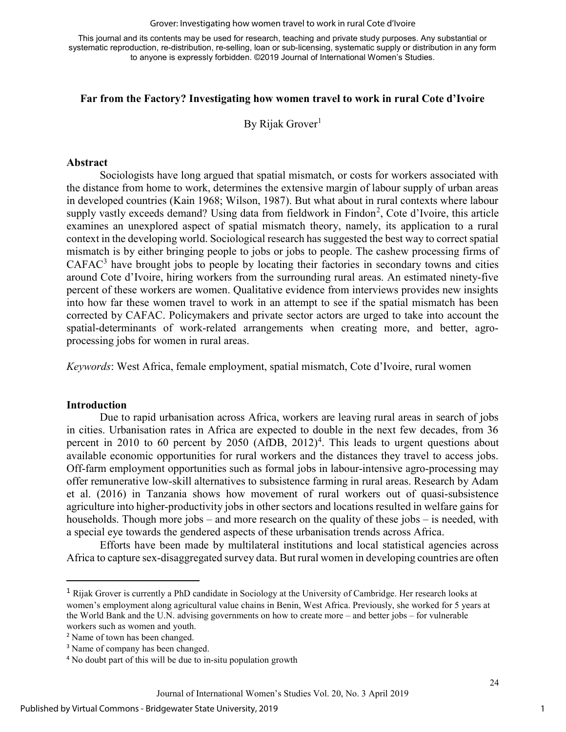## Far from the Factory? Investigating how women travel to work in rural Cote d'Ivoire

By Rijak Grover[1]

### Abstract

Sociologists have long argued that spatial mismatch, or costs for workers associated with the distance from home to work, determines the extensive margin of labour supply of urban areas in developed countries (Kain 1968; Wilson, 1987). But what about in rural contexts where labour supply vastly exceeds demand? Using data from fieldwork in Findon[2], Cote d'Ivoire, this article examines an unexplored aspect of spatial mismatch theory, namely, its application to a rural context in the developing world. Sociological research has suggested the best way to correct spatial mismatch is by either bringing people to jobs or jobs to people. The cashew processing firms of CAFAC[3] have brought jobs to people by locating their factories in secondary towns and cities around Cote d'Ivoire, hiring workers from the surrounding rural areas. An estimated ninety-five percent of these workers are women. Qualitative evidence from interviews provides new insights into how far these women travel to work in an attempt to see if the spatial mismatch has been corrected by CAFAC. Policymakers and private sector actors are urged to take into account the spatial-determinants of work-related arrangements when creating more, and better, agro-processing jobs for women in rural areas.

*Keywords*: West Africa, female employment, spatial mismatch, Cote d'Ivoire, rural women

### Introduction

Due to rapid urbanisation across Africa, workers are leaving rural areas in search of jobs in cities. Urbanisation rates in Africa are expected to double in the next few decades, from 36 percent in 2010 to 60 percent by 2050 (AfDB, 2012)[4]. This leads to urgent questions about available economic opportunities for rural workers and the distances they travel to access jobs. Off-farm employment opportunities such as formal jobs in labour-intensive agro-processing may offer remunerative low-skill alternatives to subsistence farming in rural areas. Research by Adam et al. (2016) in Tanzania shows how movement of rural workers out of quasi-subsistence agriculture into higher-productivity jobs in other sectors and locations resulted in welfare gains for households. Though more jobs – and more research on the quality of these jobs – is needed, with a special eye towards the gendered aspects of these urbanisation trends across Africa.

Efforts have been made by multilateral institutions and local statistical agencies across Africa to capture sex-disaggregated survey data. But rural women in developing countries are often

---

[1] Rijak Grover is currently a PhD candidate in Sociology at the University of Cambridge. Her research looks at women's employment along agricultural value chains in Benin, West Africa. Previously, she worked for 5 years at the World Bank and the U.N. advising governments on how to create more – and better jobs – for vulnerable workers such as women and youth.

[2] Name of town has been changed.

[3] Name of company has been changed.

[4] No doubt part of this will be due to in-situ population growth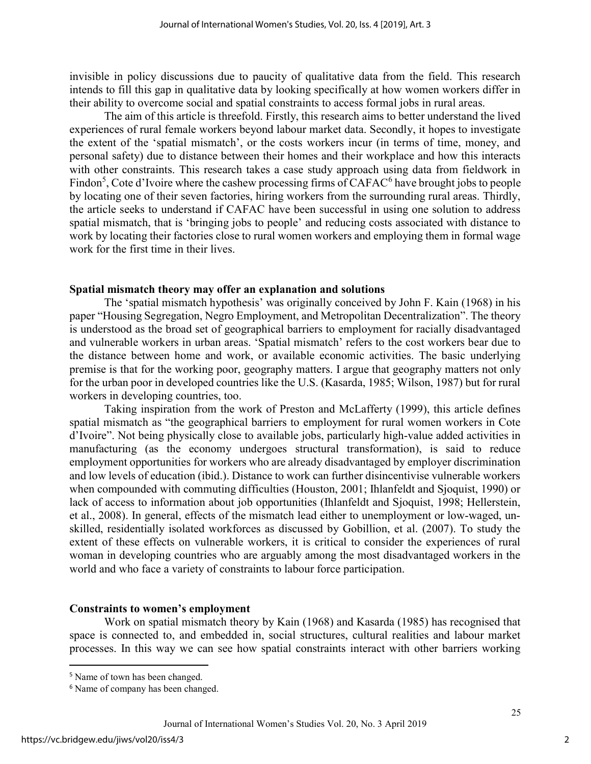invisible in policy discussions due to paucity of qualitative data from the field. This research intends to fill this gap in qualitative data by looking specifically at how women workers differ in their ability to overcome social and spatial constraints to access formal jobs in rural areas.

The aim of this article is threefold. Firstly, this research aims to better understand the lived experiences of rural female workers beyond labour market data. Secondly, it hopes to investigate the extent of the 'spatial mismatch', or the costs workers incur (in terms of time, money, and personal safety) due to distance between their homes and their workplace and how this interacts with other constraints. This research takes a case study approach using data from fieldwork in Findon[5], Cote d'Ivoire where the cashew processing firms of CAFAC[6] have brought jobs to people by locating one of their seven factories, hiring workers from the surrounding rural areas. Thirdly, the article seeks to understand if CAFAC have been successful in using one solution to address spatial mismatch, that is 'bringing jobs to people' and reducing costs associated with distance to work by locating their factories close to rural women workers and employing them in formal wage work for the first time in their lives.

## Spatial mismatch theory may offer an explanation and solutions

The 'spatial mismatch hypothesis' was originally conceived by John F. Kain (1968) in his paper "Housing Segregation, Negro Employment, and Metropolitan Decentralization". The theory is understood as the broad set of geographical barriers to employment for racially disadvantaged and vulnerable workers in urban areas. 'Spatial mismatch' refers to the cost workers bear due to the distance between home and work, or available economic activities. The basic underlying premise is that for the working poor, geography matters. I argue that geography matters not only for the urban poor in developed countries like the U.S. (Kasarda, 1985; Wilson, 1987) but for rural workers in developing countries, too.

Taking inspiration from the work of Preston and McLafferty (1999), this article defines spatial mismatch as "the geographical barriers to employment for rural women workers in Cote d'Ivoire". Not being physically close to available jobs, particularly high-value added activities in manufacturing (as the economy undergoes structural transformation), is said to reduce employment opportunities for workers who are already disadvantaged by employer discrimination and low levels of education (ibid.). Distance to work can further disincentivise vulnerable workers when compounded with commuting difficulties (Houston, 2001; Ihlanfeldt and Sjoquist, 1990) or lack of access to information about job opportunities (Ihlanfeldt and Sjoquist, 1998; Hellerstein, et al., 2008). In general, effects of the mismatch lead either to unemployment or low-waged, unskilled, residentially isolated workforces as discussed by Gobillion, et al. (2007). To study the extent of these effects on vulnerable workers, it is critical to consider the experiences of rural woman in developing countries who are arguably among the most disadvantaged workers in the world and who face a variety of constraints to labour force participation.

## Constraints to women's employment

Work on spatial mismatch theory by Kain (1968) and Kasarda (1985) has recognised that space is connected to, and embedded in, social structures, cultural realities and labour market processes. In this way we can see how spatial constraints interact with other barriers working

[5] Name of town has been changed.

[6] Name of company has been changed.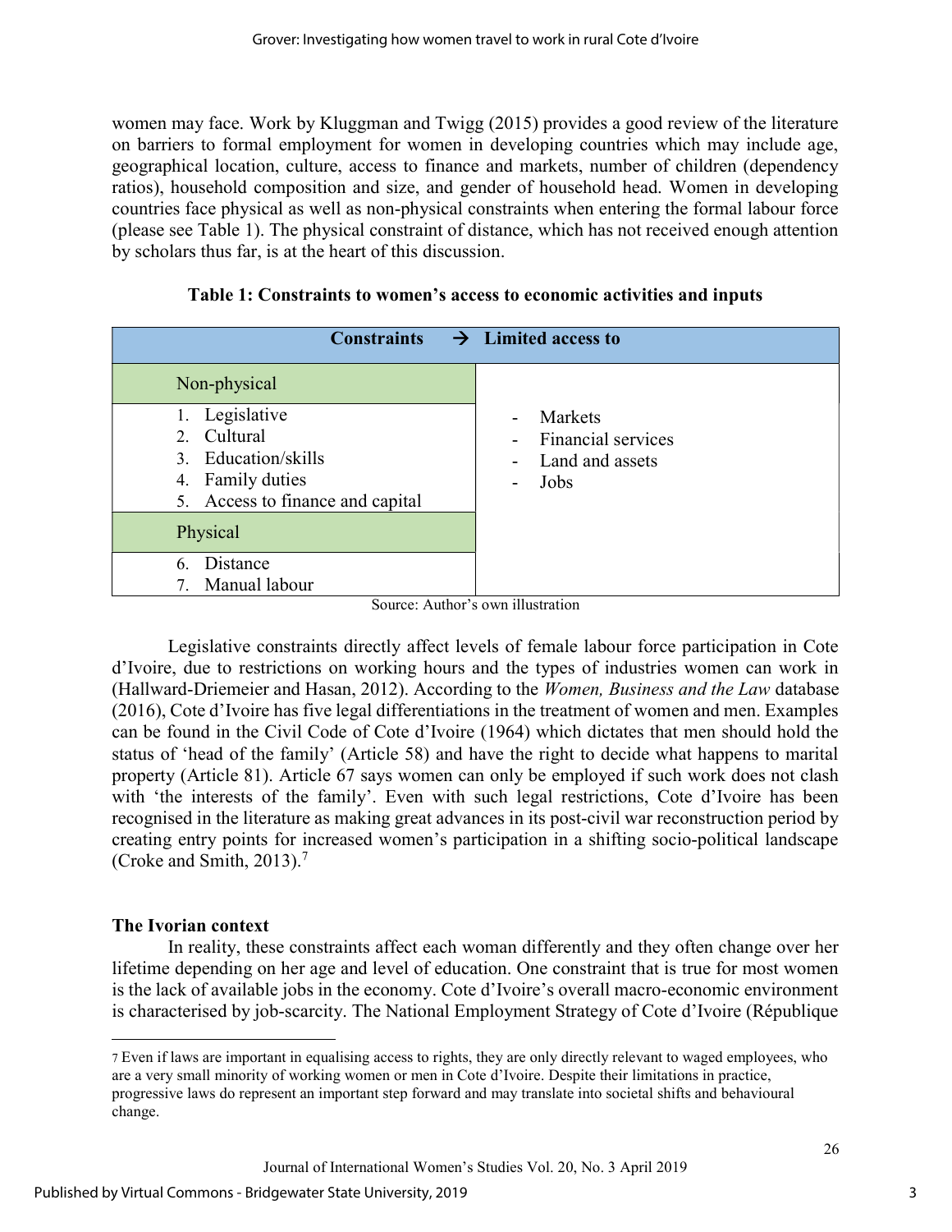women may face. Work by Kluggman and Twigg (2015) provides a good review of the literature on barriers to formal employment for women in developing countries which may include age, geographical location, culture, access to finance and markets, number of children (dependency ratios), household composition and size, and gender of household head. Women in developing countries face physical as well as non-physical constraints when entering the formal labour force (please see Table 1). The physical constraint of distance, which has not received enough attention by scholars thus far, is at the heart of this discussion.

**Table 1: Constraints to women's access to economic activities and inputs**

| **Constraints** | **→ Limited access to** |
|---|---|
| Non-physical | - Markets<br>- Financial services<br>- Land and assets<br>- Jobs |
| 1. Legislative<br>2. Cultural<br>3. Education/skills<br>4. Family duties<br>5. Access to finance and capital | |
| Physical | |
| 6. Distance<br>7. Manual labour | |

Source: Author's own illustration

Legislative constraints directly affect levels of female labour force participation in Cote d'Ivoire, due to restrictions on working hours and the types of industries women can work in (Hallward-Driemeier and Hasan, 2012). According to the *Women, Business and the Law* database (2016), Cote d'Ivoire has five legal differentiations in the treatment of women and men. Examples can be found in the Civil Code of Cote d'Ivoire (1964) which dictates that men should hold the status of 'head of the family' (Article 58) and have the right to decide what happens to marital property (Article 81). Article 67 says women can only be employed if such work does not clash with 'the interests of the family'. Even with such legal restrictions, Cote d'Ivoire has been recognised in the literature as making great advances in its post-civil war reconstruction period by creating entry points for increased women's participation in a shifting socio-political landscape (Croke and Smith, 2013).[7]

### The Ivorian context

In reality, these constraints affect each woman differently and they often change over her lifetime depending on her age and level of education. One constraint that is true for most women is the lack of available jobs in the economy. Cote d'Ivoire's overall macro-economic environment is characterised by job-scarcity. The National Employment Strategy of Cote d'Ivoire (République

[7] Even if laws are important in equalising access to rights, they are only directly relevant to waged employees, who are a very small minority of working women or men in Cote d'Ivoire. Despite their limitations in practice, progressive laws do represent an important step forward and may translate into societal shifts and behavioural change.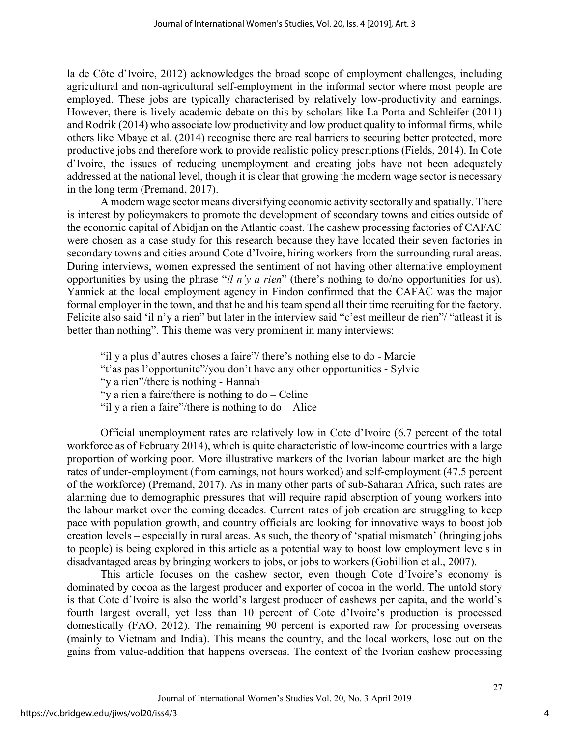la de Côte d'Ivoire, 2012) acknowledges the broad scope of employment challenges, including agricultural and non-agricultural self-employment in the informal sector where most people are employed. These jobs are typically characterised by relatively low-productivity and earnings. However, there is lively academic debate on this by scholars like La Porta and Schleifer (2011) and Rodrik (2014) who associate low productivity and low product quality to informal firms, while others like Mbaye et al. (2014) recognise there are real barriers to securing better protected, more productive jobs and therefore work to provide realistic policy prescriptions (Fields, 2014). In Cote d'Ivoire, the issues of reducing unemployment and creating jobs have not been adequately addressed at the national level, though it is clear that growing the modern wage sector is necessary in the long term (Premand, 2017).

A modern wage sector means diversifying economic activity sectorally and spatially. There is interest by policymakers to promote the development of secondary towns and cities outside of the economic capital of Abidjan on the Atlantic coast. The cashew processing factories of CAFAC were chosen as a case study for this research because they have located their seven factories in secondary towns and cities around Cote d'Ivoire, hiring workers from the surrounding rural areas. During interviews, women expressed the sentiment of not having other alternative employment opportunities by using the phrase "*il n'y a rien*" (there's nothing to do/no opportunities for us). Yannick at the local employment agency in Findon confirmed that the CAFAC was the major formal employer in the town, and that he and his team spend all their time recruiting for the factory. Felicite also said 'il n'y a rien" but later in the interview said "c'est meilleur de rien"/ "atleast it is better than nothing". This theme was very prominent in many interviews:

"il y a plus d'autres choses a faire"/ there's nothing else to do - Marcie
"t'as pas l'opportunite"/you don't have any other opportunities - Sylvie
"y a rien"/there is nothing - Hannah
"y a rien a faire/there is nothing to do – Celine
"il y a rien a faire"/there is nothing to do – Alice

Official unemployment rates are relatively low in Cote d'Ivoire (6.7 percent of the total workforce as of February 2014), which is quite characteristic of low-income countries with a large proportion of working poor. More illustrative markers of the Ivorian labour market are the high rates of under-employment (from earnings, not hours worked) and self-employment (47.5 percent of the workforce) (Premand, 2017). As in many other parts of sub-Saharan Africa, such rates are alarming due to demographic pressures that will require rapid absorption of young workers into the labour market over the coming decades. Current rates of job creation are struggling to keep pace with population growth, and country officials are looking for innovative ways to boost job creation levels – especially in rural areas. As such, the theory of 'spatial mismatch' (bringing jobs to people) is being explored in this article as a potential way to boost low employment levels in disadvantaged areas by bringing workers to jobs, or jobs to workers (Gobillion et al., 2007).

This article focuses on the cashew sector, even though Cote d'Ivoire's economy is dominated by cocoa as the largest producer and exporter of cocoa in the world. The untold story is that Cote d'Ivoire is also the world's largest producer of cashews per capita, and the world's fourth largest overall, yet less than 10 percent of Cote d'Ivoire's production is processed domestically (FAO, 2012). The remaining 90 percent is exported raw for processing overseas (mainly to Vietnam and India). This means the country, and the local workers, lose out on the gains from value-addition that happens overseas. The context of the Ivorian cashew processing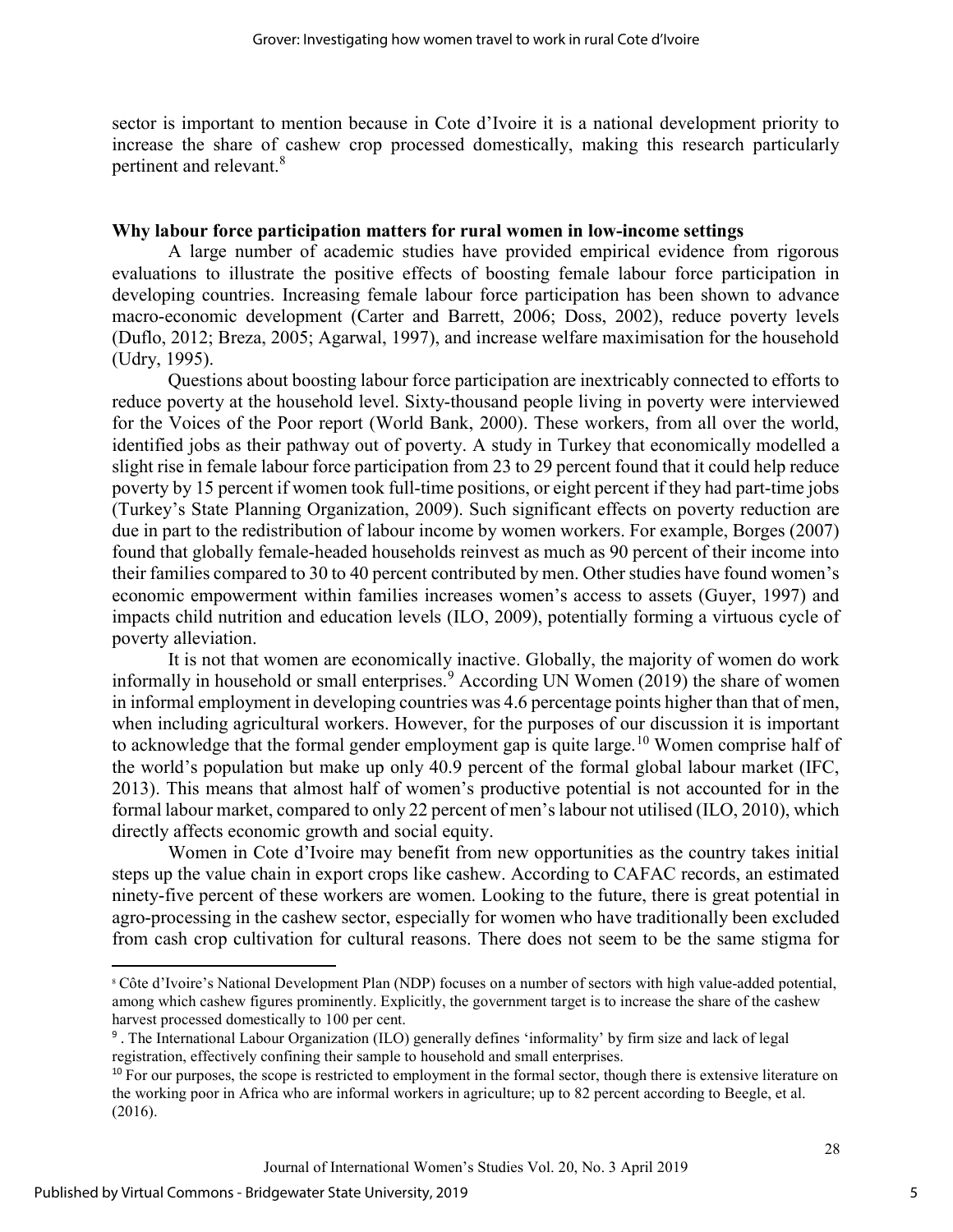sector is important to mention because in Cote d'Ivoire it is a national development priority to increase the share of cashew crop processed domestically, making this research particularly pertinent and relevant.[8]

## Why labour force participation matters for rural women in low-income settings

A large number of academic studies have provided empirical evidence from rigorous evaluations to illustrate the positive effects of boosting female labour force participation in developing countries. Increasing female labour force participation has been shown to advance macro-economic development (Carter and Barrett, 2006; Doss, 2002), reduce poverty levels (Duflo, 2012; Breza, 2005; Agarwal, 1997), and increase welfare maximisation for the household (Udry, 1995).

Questions about boosting labour force participation are inextricably connected to efforts to reduce poverty at the household level. Sixty-thousand people living in poverty were interviewed for the Voices of the Poor report (World Bank, 2000). These workers, from all over the world, identified jobs as their pathway out of poverty. A study in Turkey that economically modelled a slight rise in female labour force participation from 23 to 29 percent found that it could help reduce poverty by 15 percent if women took full-time positions, or eight percent if they had part-time jobs (Turkey's State Planning Organization, 2009). Such significant effects on poverty reduction are due in part to the redistribution of labour income by women workers. For example, Borges (2007) found that globally female-headed households reinvest as much as 90 percent of their income into their families compared to 30 to 40 percent contributed by men. Other studies have found women's economic empowerment within families increases women's access to assets (Guyer, 1997) and impacts child nutrition and education levels (ILO, 2009), potentially forming a virtuous cycle of poverty alleviation.

It is not that women are economically inactive. Globally, the majority of women do work informally in household or small enterprises.[9] According UN Women (2019) the share of women in informal employment in developing countries was 4.6 percentage points higher than that of men, when including agricultural workers. However, for the purposes of our discussion it is important to acknowledge that the formal gender employment gap is quite large.[10] Women comprise half of the world's population but make up only 40.9 percent of the formal global labour market (IFC, 2013). This means that almost half of women's productive potential is not accounted for in the formal labour market, compared to only 22 percent of men's labour not utilised (ILO, 2010), which directly affects economic growth and social equity.

Women in Cote d'Ivoire may benefit from new opportunities as the country takes initial steps up the value chain in export crops like cashew. According to CAFAC records, an estimated ninety-five percent of these workers are women. Looking to the future, there is great potential in agro-processing in the cashew sector, especially for women who have traditionally been excluded from cash crop cultivation for cultural reasons. There does not seem to be the same stigma for

---

[8] Côte d'Ivoire's National Development Plan (NDP) focuses on a number of sectors with high value-added potential, among which cashew figures prominently. Explicitly, the government target is to increase the share of the cashew harvest processed domestically to 100 per cent.

[9] . The International Labour Organization (ILO) generally defines 'informality' by firm size and lack of legal registration, effectively confining their sample to household and small enterprises.

[10] For our purposes, the scope is restricted to employment in the formal sector, though there is extensive literature on the working poor in Africa who are informal workers in agriculture; up to 82 percent according to Beegle, et al. (2016).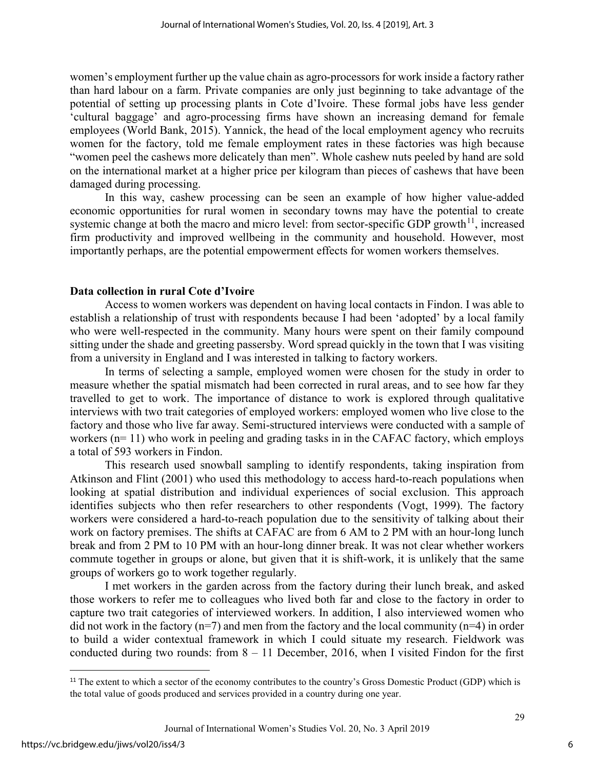women's employment further up the value chain as agro-processors for work inside a factory rather than hard labour on a farm. Private companies are only just beginning to take advantage of the potential of setting up processing plants in Cote d'Ivoire. These formal jobs have less gender 'cultural baggage' and agro-processing firms have shown an increasing demand for female employees (World Bank, 2015). Yannick, the head of the local employment agency who recruits women for the factory, told me female employment rates in these factories was high because "women peel the cashews more delicately than men". Whole cashew nuts peeled by hand are sold on the international market at a higher price per kilogram than pieces of cashews that have been damaged during processing.

In this way, cashew processing can be seen an example of how higher value-added economic opportunities for rural women in secondary towns may have the potential to create systemic change at both the macro and micro level: from sector-specific GDP growth[11], increased firm productivity and improved wellbeing in the community and household. However, most importantly perhaps, are the potential empowerment effects for women workers themselves.

**Data collection in rural Cote d'Ivoire**

Access to women workers was dependent on having local contacts in Findon. I was able to establish a relationship of trust with respondents because I had been 'adopted' by a local family who were well-respected in the community. Many hours were spent on their family compound sitting under the shade and greeting passersby. Word spread quickly in the town that I was visiting from a university in England and I was interested in talking to factory workers.

In terms of selecting a sample, employed women were chosen for the study in order to measure whether the spatial mismatch had been corrected in rural areas, and to see how far they travelled to get to work. The importance of distance to work is explored through qualitative interviews with two trait categories of employed workers: employed women who live close to the factory and those who live far away. Semi-structured interviews were conducted with a sample of workers (n= 11) who work in peeling and grading tasks in in the CAFAC factory, which employs a total of 593 workers in Findon.

This research used snowball sampling to identify respondents, taking inspiration from Atkinson and Flint (2001) who used this methodology to access hard-to-reach populations when looking at spatial distribution and individual experiences of social exclusion. This approach identifies subjects who then refer researchers to other respondents (Vogt, 1999). The factory workers were considered a hard-to-reach population due to the sensitivity of talking about their work on factory premises. The shifts at CAFAC are from 6 AM to 2 PM with an hour-long lunch break and from 2 PM to 10 PM with an hour-long dinner break. It was not clear whether workers commute together in groups or alone, but given that it is shift-work, it is unlikely that the same groups of workers go to work together regularly.

I met workers in the garden across from the factory during their lunch break, and asked those workers to refer me to colleagues who lived both far and close to the factory in order to capture two trait categories of interviewed workers. In addition, I also interviewed women who did not work in the factory (n=7) and men from the factory and the local community (n=4) in order to build a wider contextual framework in which I could situate my research. Fieldwork was conducted during two rounds: from 8 – 11 December, 2016, when I visited Findon for the first

[11] The extent to which a sector of the economy contributes to the country's Gross Domestic Product (GDP) which is the total value of goods produced and services provided in a country during one year.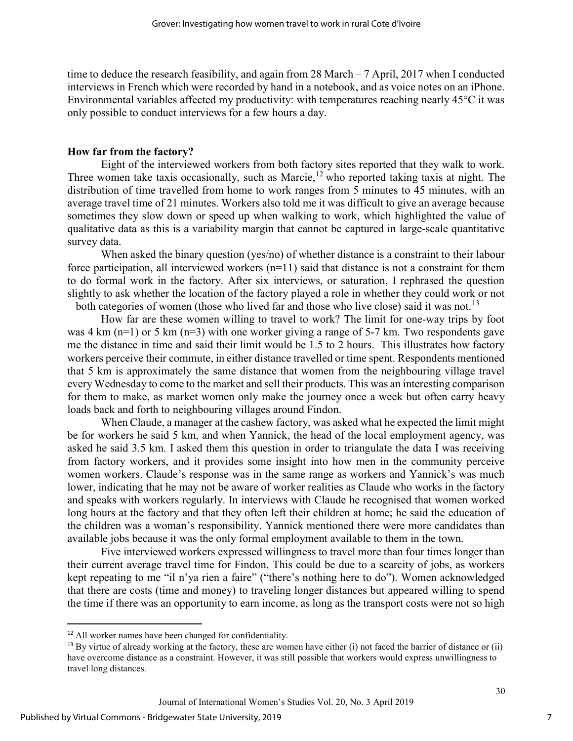time to deduce the research feasibility, and again from 28 March – 7 April, 2017 when I conducted interviews in French which were recorded by hand in a notebook, and as voice notes on an iPhone. Environmental variables affected my productivity: with temperatures reaching nearly 45°C it was only possible to conduct interviews for a few hours a day.

**How far from the factory?**

Eight of the interviewed workers from both factory sites reported that they walk to work. Three women take taxis occasionally, such as Marcie,[12] who reported taking taxis at night. The distribution of time travelled from home to work ranges from 5 minutes to 45 minutes, with an average travel time of 21 minutes. Workers also told me it was difficult to give an average because sometimes they slow down or speed up when walking to work, which highlighted the value of qualitative data as this is a variability margin that cannot be captured in large-scale quantitative survey data.

When asked the binary question (yes/no) of whether distance is a constraint to their labour force participation, all interviewed workers (n=11) said that distance is not a constraint for them to do formal work in the factory. After six interviews, or saturation, I rephrased the question slightly to ask whether the location of the factory played a role in whether they could work or not – both categories of women (those who lived far and those who live close) said it was not.[13]

How far are these women willing to travel to work? The limit for one-way trips by foot was 4 km (n=1) or 5 km (n=3) with one worker giving a range of 5-7 km. Two respondents gave me the distance in time and said their limit would be 1.5 to 2 hours. This illustrates how factory workers perceive their commute, in either distance travelled or time spent. Respondents mentioned that 5 km is approximately the same distance that women from the neighbouring village travel every Wednesday to come to the market and sell their products. This was an interesting comparison for them to make, as market women only make the journey once a week but often carry heavy loads back and forth to neighbouring villages around Findon.

When Claude, a manager at the cashew factory, was asked what he expected the limit might be for workers he said 5 km, and when Yannick, the head of the local employment agency, was asked he said 3.5 km. I asked them this question in order to triangulate the data I was receiving from factory workers, and it provides some insight into how men in the community perceive women workers. Claude's response was in the same range as workers and Yannick's was much lower, indicating that he may not be aware of worker realities as Claude who works in the factory and speaks with workers regularly. In interviews with Claude he recognised that women worked long hours at the factory and that they often left their children at home; he said the education of the children was a woman's responsibility. Yannick mentioned there were more candidates than available jobs because it was the only formal employment available to them in the town.

Five interviewed workers expressed willingness to travel more than four times longer than their current average travel time for Findon. This could be due to a scarcity of jobs, as workers kept repeating to me "il n'ya rien a faire" ("there's nothing here to do"). Women acknowledged that there are costs (time and money) to traveling longer distances but appeared willing to spend the time if there was an opportunity to earn income, as long as the transport costs were not so high

---

[12] All worker names have been changed for confidentiality.

[13] By virtue of already working at the factory, these are women have either (i) not faced the barrier of distance or (ii) have overcome distance as a constraint. However, it was still possible that workers would express unwillingness to travel long distances.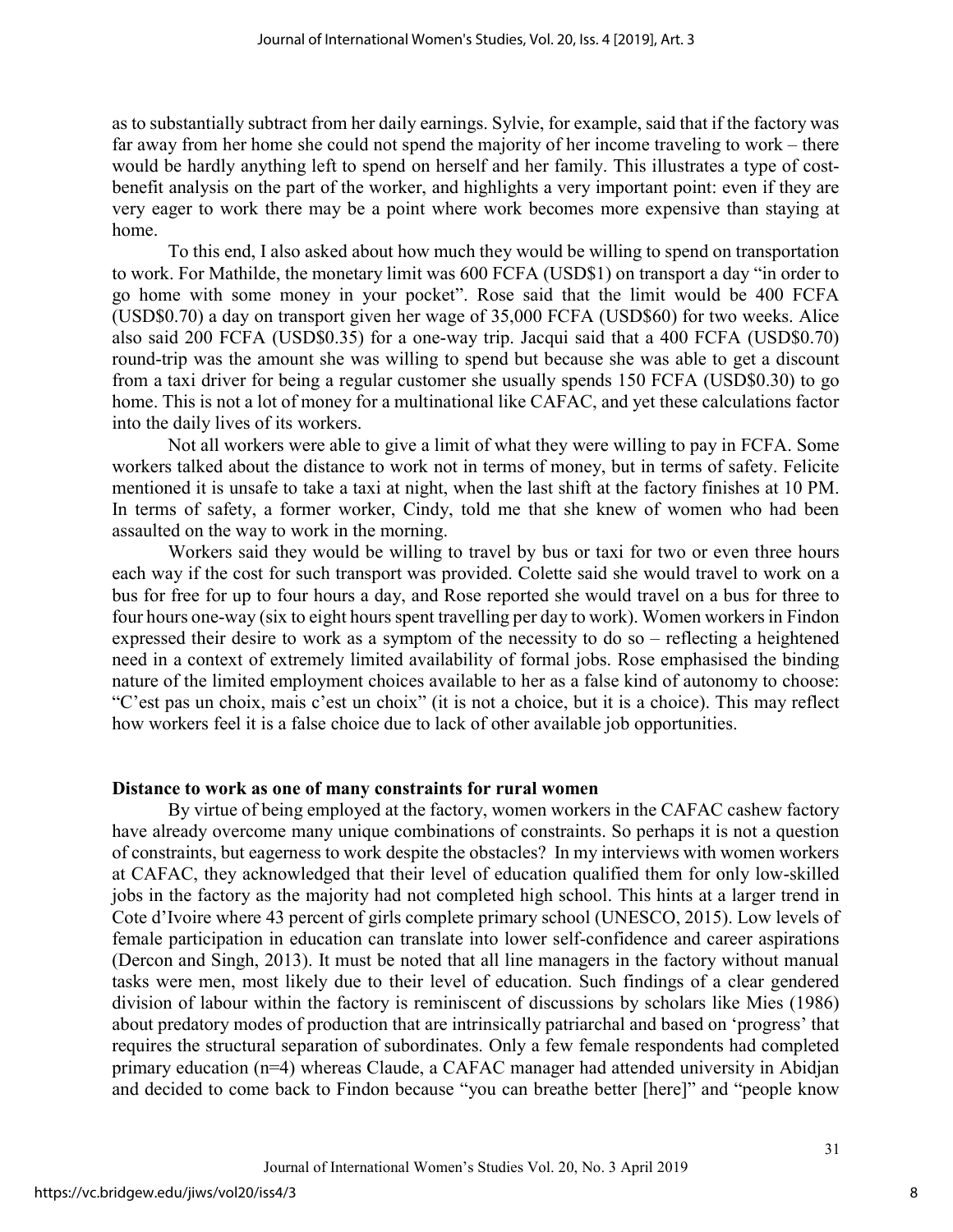as to substantially subtract from her daily earnings. Sylvie, for example, said that if the factory was far away from her home she could not spend the majority of her income traveling to work – there would be hardly anything left to spend on herself and her family. This illustrates a type of cost-benefit analysis on the part of the worker, and highlights a very important point: even if they are very eager to work there may be a point where work becomes more expensive than staying at home.

To this end, I also asked about how much they would be willing to spend on transportation to work. For Mathilde, the monetary limit was 600 FCFA (USD$1) on transport a day "in order to go home with some money in your pocket". Rose said that the limit would be 400 FCFA (USD$0.70) a day on transport given her wage of 35,000 FCFA (USD$60) for two weeks. Alice also said 200 FCFA (USD$0.35) for a one-way trip. Jacqui said that a 400 FCFA (USD$0.70) round-trip was the amount she was willing to spend but because she was able to get a discount from a taxi driver for being a regular customer she usually spends 150 FCFA (USD$0.30) to go home. This is not a lot of money for a multinational like CAFAC, and yet these calculations factor into the daily lives of its workers.

Not all workers were able to give a limit of what they were willing to pay in FCFA. Some workers talked about the distance to work not in terms of money, but in terms of safety. Felicite mentioned it is unsafe to take a taxi at night, when the last shift at the factory finishes at 10 PM. In terms of safety, a former worker, Cindy, told me that she knew of women who had been assaulted on the way to work in the morning.

Workers said they would be willing to travel by bus or taxi for two or even three hours each way if the cost for such transport was provided. Colette said she would travel to work on a bus for free for up to four hours a day, and Rose reported she would travel on a bus for three to four hours one-way (six to eight hours spent travelling per day to work). Women workers in Findon expressed their desire to work as a symptom of the necessity to do so – reflecting a heightened need in a context of extremely limited availability of formal jobs. Rose emphasised the binding nature of the limited employment choices available to her as a false kind of autonomy to choose: "C'est pas un choix, mais c'est un choix" (it is not a choice, but it is a choice). This may reflect how workers feel it is a false choice due to lack of other available job opportunities.

## Distance to work as one of many constraints for rural women

By virtue of being employed at the factory, women workers in the CAFAC cashew factory have already overcome many unique combinations of constraints. So perhaps it is not a question of constraints, but eagerness to work despite the obstacles? In my interviews with women workers at CAFAC, they acknowledged that their level of education qualified them for only low-skilled jobs in the factory as the majority had not completed high school. This hints at a larger trend in Cote d'Ivoire where 43 percent of girls complete primary school (UNESCO, 2015). Low levels of female participation in education can translate into lower self-confidence and career aspirations (Dercon and Singh, 2013). It must be noted that all line managers in the factory without manual tasks were men, most likely due to their level of education. Such findings of a clear gendered division of labour within the factory is reminiscent of discussions by scholars like Mies (1986) about predatory modes of production that are intrinsically patriarchal and based on 'progress' that requires the structural separation of subordinates. Only a few female respondents had completed primary education (n=4) whereas Claude, a CAFAC manager had attended university in Abidjan and decided to come back to Findon because "you can breathe better [here]" and "people know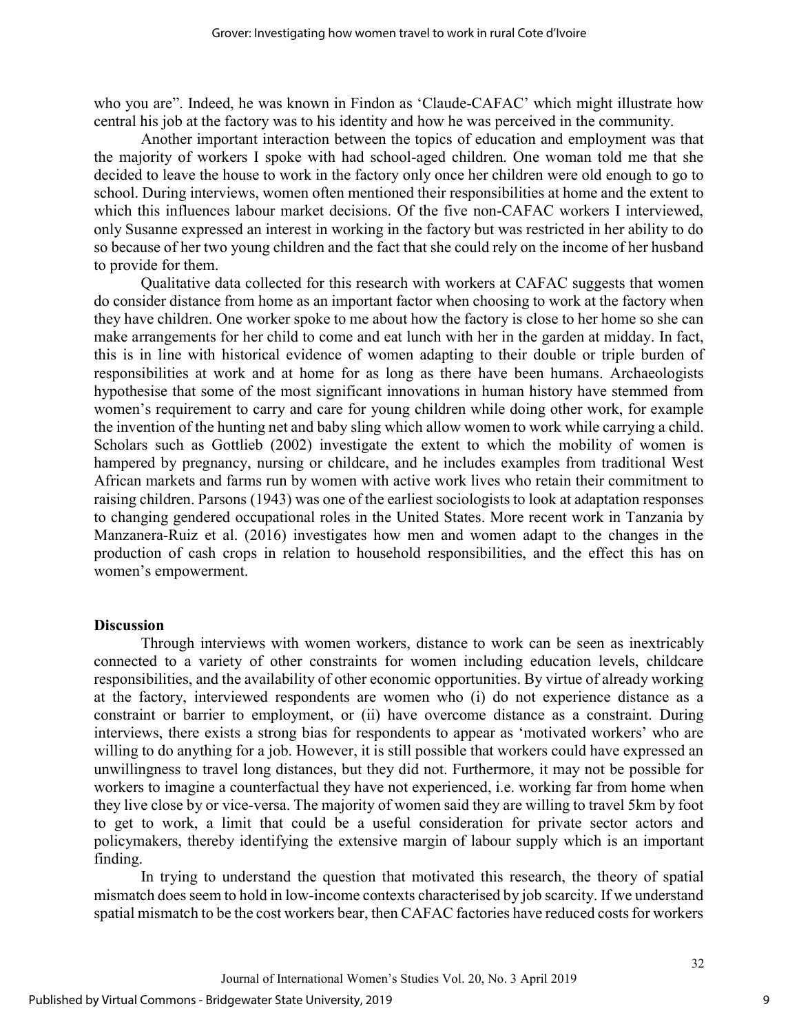who you are". Indeed, he was known in Findon as 'Claude-CAFAC' which might illustrate how central his job at the factory was to his identity and how he was perceived in the community.

Another important interaction between the topics of education and employment was that the majority of workers I spoke with had school-aged children. One woman told me that she decided to leave the house to work in the factory only once her children were old enough to go to school. During interviews, women often mentioned their responsibilities at home and the extent to which this influences labour market decisions. Of the five non-CAFAC workers I interviewed, only Susanne expressed an interest in working in the factory but was restricted in her ability to do so because of her two young children and the fact that she could rely on the income of her husband to provide for them.

Qualitative data collected for this research with workers at CAFAC suggests that women do consider distance from home as an important factor when choosing to work at the factory when they have children. One worker spoke to me about how the factory is close to her home so she can make arrangements for her child to come and eat lunch with her in the garden at midday. In fact, this is in line with historical evidence of women adapting to their double or triple burden of responsibilities at work and at home for as long as there have been humans. Archaeologists hypothesise that some of the most significant innovations in human history have stemmed from women's requirement to carry and care for young children while doing other work, for example the invention of the hunting net and baby sling which allow women to work while carrying a child. Scholars such as Gottlieb (2002) investigate the extent to which the mobility of women is hampered by pregnancy, nursing or childcare, and he includes examples from traditional West African markets and farms run by women with active work lives who retain their commitment to raising children. Parsons (1943) was one of the earliest sociologists to look at adaptation responses to changing gendered occupational roles in the United States. More recent work in Tanzania by Manzanera-Ruiz et al. (2016) investigates how men and women adapt to the changes in the production of cash crops in relation to household responsibilities, and the effect this has on women's empowerment.

## Discussion

Through interviews with women workers, distance to work can be seen as inextricably connected to a variety of other constraints for women including education levels, childcare responsibilities, and the availability of other economic opportunities. By virtue of already working at the factory, interviewed respondents are women who (i) do not experience distance as a constraint or barrier to employment, or (ii) have overcome distance as a constraint. During interviews, there exists a strong bias for respondents to appear as 'motivated workers' who are willing to do anything for a job. However, it is still possible that workers could have expressed an unwillingness to travel long distances, but they did not. Furthermore, it may not be possible for workers to imagine a counterfactual they have not experienced, i.e. working far from home when they live close by or vice-versa. The majority of women said they are willing to travel 5km by foot to get to work, a limit that could be a useful consideration for private sector actors and policymakers, thereby identifying the extensive margin of labour supply which is an important finding.

In trying to understand the question that motivated this research, the theory of spatial mismatch does seem to hold in low-income contexts characterised by job scarcity. If we understand spatial mismatch to be the cost workers bear, then CAFAC factories have reduced costs for workers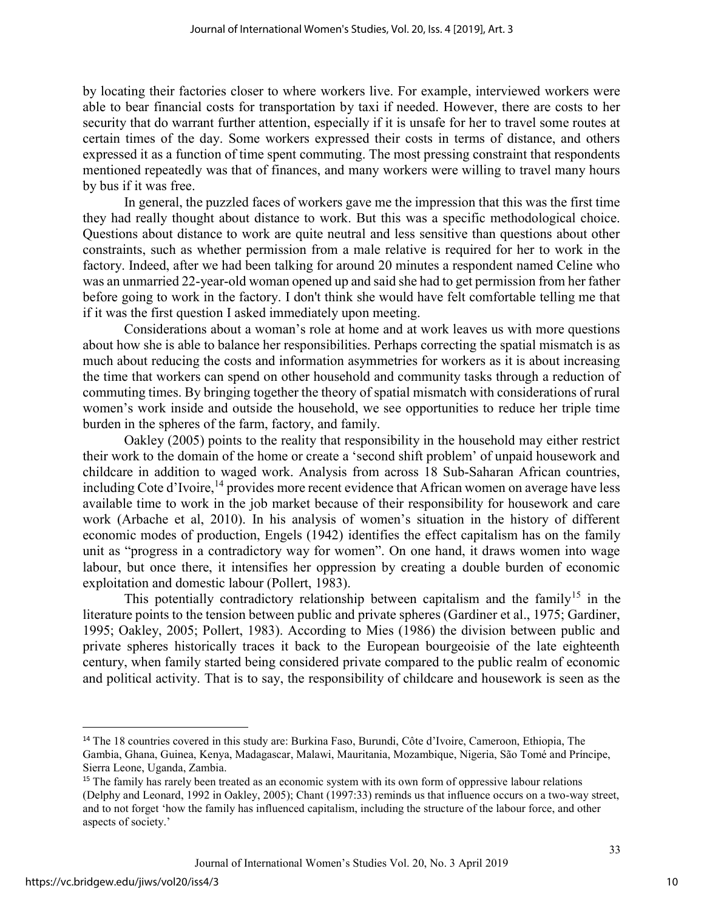by locating their factories closer to where workers live. For example, interviewed workers were able to bear financial costs for transportation by taxi if needed. However, there are costs to her security that do warrant further attention, especially if it is unsafe for her to travel some routes at certain times of the day. Some workers expressed their costs in terms of distance, and others expressed it as a function of time spent commuting. The most pressing constraint that respondents mentioned repeatedly was that of finances, and many workers were willing to travel many hours by bus if it was free.

In general, the puzzled faces of workers gave me the impression that this was the first time they had really thought about distance to work. But this was a specific methodological choice. Questions about distance to work are quite neutral and less sensitive than questions about other constraints, such as whether permission from a male relative is required for her to work in the factory. Indeed, after we had been talking for around 20 minutes a respondent named Celine who was an unmarried 22-year-old woman opened up and said she had to get permission from her father before going to work in the factory. I don't think she would have felt comfortable telling me that if it was the first question I asked immediately upon meeting.

Considerations about a woman's role at home and at work leaves us with more questions about how she is able to balance her responsibilities. Perhaps correcting the spatial mismatch is as much about reducing the costs and information asymmetries for workers as it is about increasing the time that workers can spend on other household and community tasks through a reduction of commuting times. By bringing together the theory of spatial mismatch with considerations of rural women's work inside and outside the household, we see opportunities to reduce her triple time burden in the spheres of the farm, factory, and family.

Oakley (2005) points to the reality that responsibility in the household may either restrict their work to the domain of the home or create a 'second shift problem' of unpaid housework and childcare in addition to waged work. Analysis from across 18 Sub-Saharan African countries, including Cote d'Ivoire,[14] provides more recent evidence that African women on average have less available time to work in the job market because of their responsibility for housework and care work (Arbache et al, 2010). In his analysis of women's situation in the history of different economic modes of production, Engels (1942) identifies the effect capitalism has on the family unit as "progress in a contradictory way for women". On one hand, it draws women into wage labour, but once there, it intensifies her oppression by creating a double burden of economic exploitation and domestic labour (Pollert, 1983).

This potentially contradictory relationship between capitalism and the family[15] in the literature points to the tension between public and private spheres (Gardiner et al., 1975; Gardiner, 1995; Oakley, 2005; Pollert, 1983). According to Mies (1986) the division between public and private spheres historically traces it back to the European bourgeoisie of the late eighteenth century, when family started being considered private compared to the public realm of economic and political activity. That is to say, the responsibility of childcare and housework is seen as the

---

[14] The 18 countries covered in this study are: Burkina Faso, Burundi, Côte d'Ivoire, Cameroon, Ethiopia, The Gambia, Ghana, Guinea, Kenya, Madagascar, Malawi, Mauritania, Mozambique, Nigeria, São Tomé and Príncipe, Sierra Leone, Uganda, Zambia.

[15] The family has rarely been treated as an economic system with its own form of oppressive labour relations (Delphy and Leonard, 1992 in Oakley, 2005); Chant (1997:33) reminds us that influence occurs on a two-way street, and to not forget 'how the family has influenced capitalism, including the structure of the labour force, and other aspects of society.'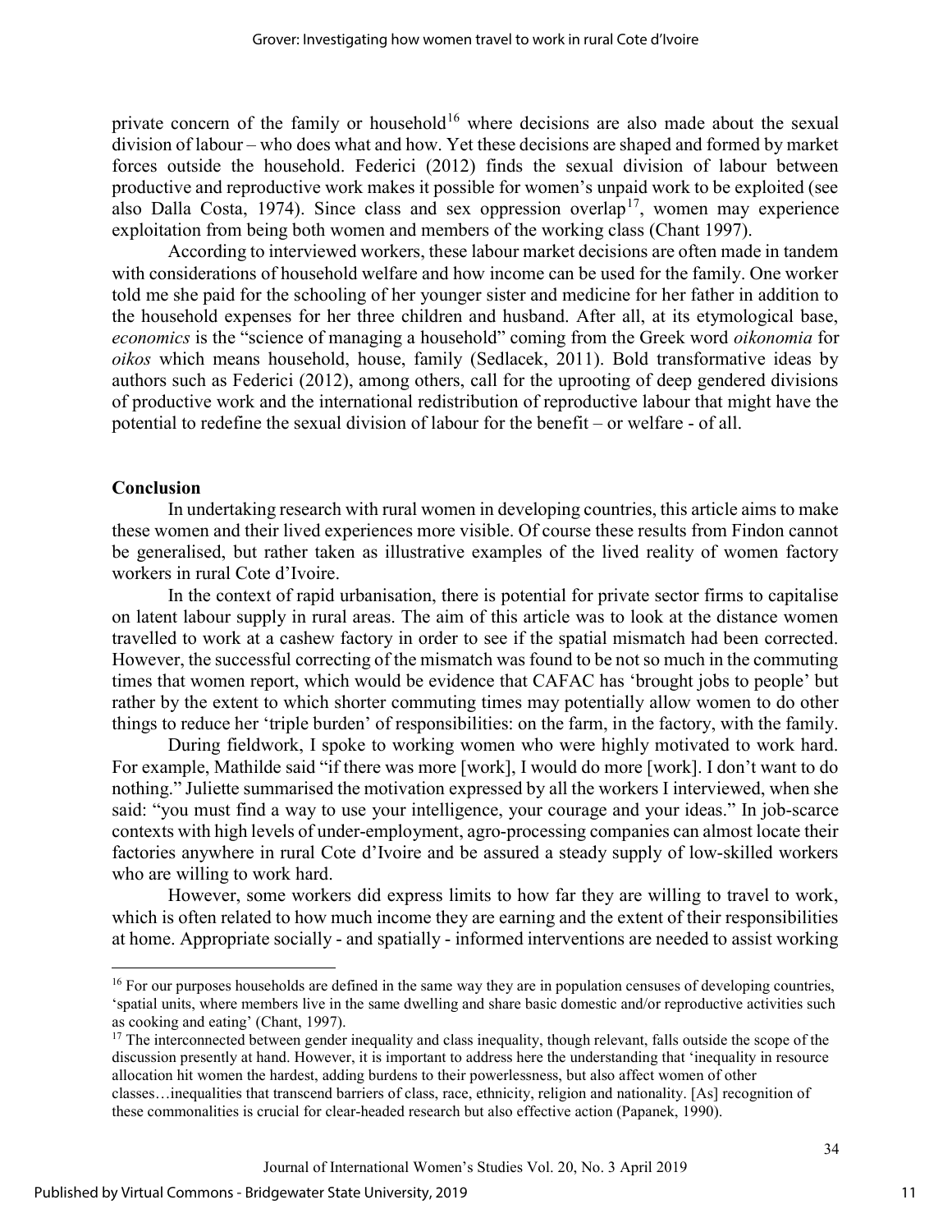private concern of the family or household[16] where decisions are also made about the sexual division of labour – who does what and how. Yet these decisions are shaped and formed by market forces outside the household. Federici (2012) finds the sexual division of labour between productive and reproductive work makes it possible for women's unpaid work to be exploited (see also Dalla Costa, 1974). Since class and sex oppression overlap[17], women may experience exploitation from being both women and members of the working class (Chant 1997).

According to interviewed workers, these labour market decisions are often made in tandem with considerations of household welfare and how income can be used for the family. One worker told me she paid for the schooling of her younger sister and medicine for her father in addition to the household expenses for her three children and husband. After all, at its etymological base, *economics* is the "science of managing a household" coming from the Greek word *oikonomia* for *oikos* which means household, house, family (Sedlacek, 2011). Bold transformative ideas by authors such as Federici (2012), among others, call for the uprooting of deep gendered divisions of productive work and the international redistribution of reproductive labour that might have the potential to redefine the sexual division of labour for the benefit – or welfare - of all.

## Conclusion

In undertaking research with rural women in developing countries, this article aims to make these women and their lived experiences more visible. Of course these results from Findon cannot be generalised, but rather taken as illustrative examples of the lived reality of women factory workers in rural Cote d'Ivoire.

In the context of rapid urbanisation, there is potential for private sector firms to capitalise on latent labour supply in rural areas. The aim of this article was to look at the distance women travelled to work at a cashew factory in order to see if the spatial mismatch had been corrected. However, the successful correcting of the mismatch was found to be not so much in the commuting times that women report, which would be evidence that CAFAC has 'brought jobs to people' but rather by the extent to which shorter commuting times may potentially allow women to do other things to reduce her 'triple burden' of responsibilities: on the farm, in the factory, with the family.

During fieldwork, I spoke to working women who were highly motivated to work hard. For example, Mathilde said "if there was more [work], I would do more [work]. I don't want to do nothing." Juliette summarised the motivation expressed by all the workers I interviewed, when she said: "you must find a way to use your intelligence, your courage and your ideas." In job-scarce contexts with high levels of under-employment, agro-processing companies can almost locate their factories anywhere in rural Cote d'Ivoire and be assured a steady supply of low-skilled workers who are willing to work hard.

However, some workers did express limits to how far they are willing to travel to work, which is often related to how much income they are earning and the extent of their responsibilities at home. Appropriate socially - and spatially - informed interventions are needed to assist working

---

[16] For our purposes households are defined in the same way they are in population censuses of developing countries, 'spatial units, where members live in the same dwelling and share basic domestic and/or reproductive activities such as cooking and eating' (Chant, 1997).

[17] The interconnected between gender inequality and class inequality, though relevant, falls outside the scope of the discussion presently at hand. However, it is important to address here the understanding that 'inequality in resource allocation hit women the hardest, adding burdens to their powerlessness, but also affect women of other classes…inequalities that transcend barriers of class, race, ethnicity, religion and nationality. [As] recognition of these commonalities is crucial for clear-headed research but also effective action (Papanek, 1990).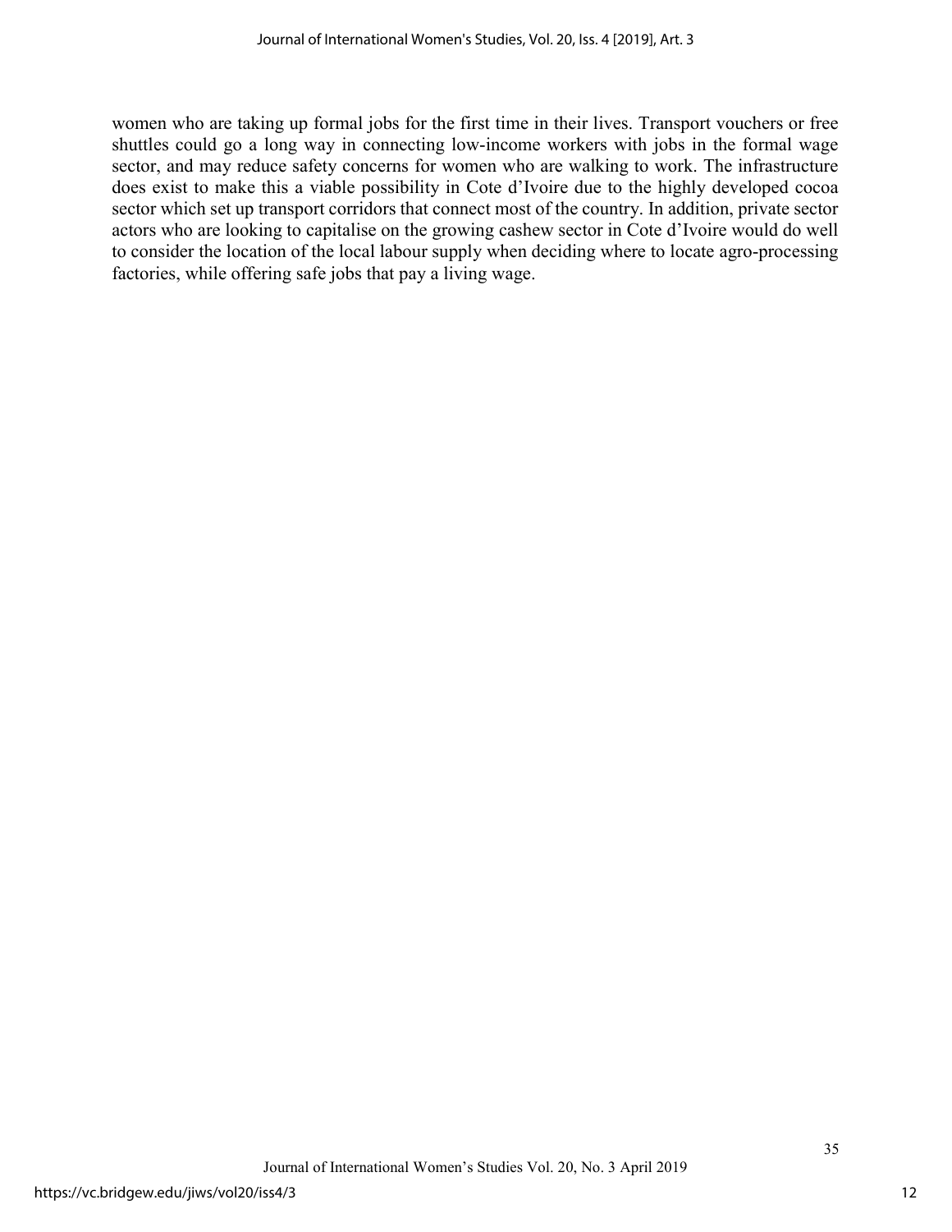women who are taking up formal jobs for the first time in their lives. Transport vouchers or free shuttles could go a long way in connecting low-income workers with jobs in the formal wage sector, and may reduce safety concerns for women who are walking to work. The infrastructure does exist to make this a viable possibility in Cote d'Ivoire due to the highly developed cocoa sector which set up transport corridors that connect most of the country. In addition, private sector actors who are looking to capitalise on the growing cashew sector in Cote d'Ivoire would do well to consider the location of the local labour supply when deciding where to locate agro-processing factories, while offering safe jobs that pay a living wage.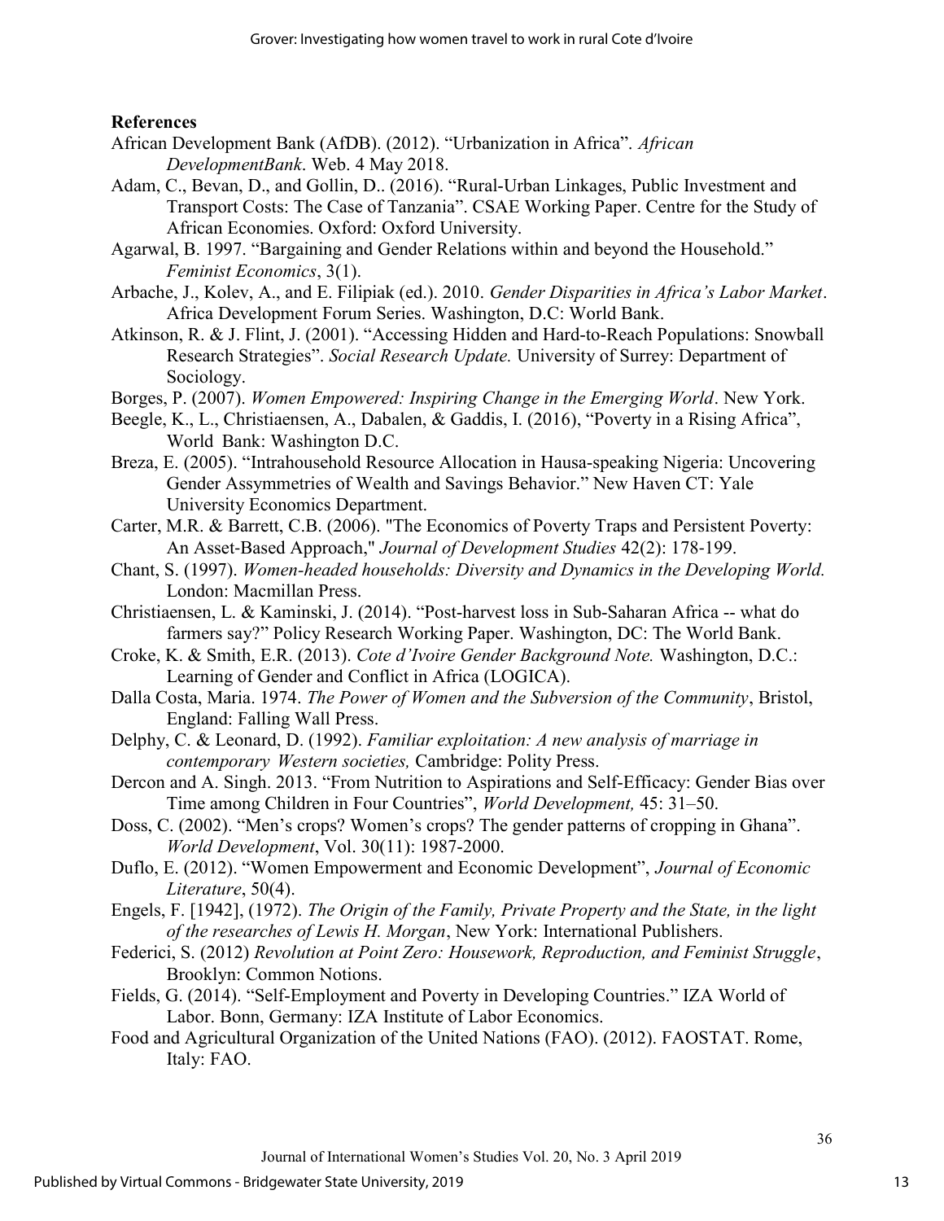**References**

African Development Bank (AfDB). (2012). "Urbanization in Africa". *African DevelopmentBank*. Web. 4 May 2018.

Adam, C., Bevan, D., and Gollin, D.. (2016). "Rural-Urban Linkages, Public Investment and Transport Costs: The Case of Tanzania". CSAE Working Paper. Centre for the Study of African Economies. Oxford: Oxford University.

Agarwal, B. 1997. "Bargaining and Gender Relations within and beyond the Household." *Feminist Economics*, 3(1).

Arbache, J., Kolev, A., and E. Filipiak (ed.). 2010. *Gender Disparities in Africa's Labor Market*. Africa Development Forum Series. Washington, D.C: World Bank.

Atkinson, R. & J. Flint, J. (2001). "Accessing Hidden and Hard-to-Reach Populations: Snowball Research Strategies". *Social Research Update.* University of Surrey: Department of Sociology.

Borges, P. (2007). *Women Empowered: Inspiring Change in the Emerging World*. New York.

Beegle, K., L., Christiaensen, A., Dabalen, & Gaddis, I. (2016), "Poverty in a Rising Africa", World Bank: Washington D.C.

Breza, E. (2005). "Intrahousehold Resource Allocation in Hausa-speaking Nigeria: Uncovering Gender Assymmetries of Wealth and Savings Behavior." New Haven CT: Yale University Economics Department.

Carter, M.R. & Barrett, C.B. (2006). "The Economics of Poverty Traps and Persistent Poverty: An Asset-Based Approach," *Journal of Development Studies* 42(2): 178-199.

Chant, S. (1997). *Women-headed households: Diversity and Dynamics in the Developing World.* London: Macmillan Press.

Christiaensen, L. & Kaminski, J. (2014). "Post-harvest loss in Sub-Saharan Africa -- what do farmers say?" Policy Research Working Paper. Washington, DC: The World Bank.

Croke, K. & Smith, E.R. (2013). *Cote d'Ivoire Gender Background Note.* Washington, D.C.: Learning of Gender and Conflict in Africa (LOGICA).

Dalla Costa, Maria. 1974. *The Power of Women and the Subversion of the Community*, Bristol, England: Falling Wall Press.

Delphy, C. & Leonard, D. (1992). *Familiar exploitation: A new analysis of marriage in contemporary Western societies,* Cambridge: Polity Press.

Dercon and A. Singh. 2013. "From Nutrition to Aspirations and Self-Efficacy: Gender Bias over Time among Children in Four Countries", *World Development,* 45: 31–50.

Doss, C. (2002). "Men's crops? Women's crops? The gender patterns of cropping in Ghana". *World Development*, Vol. 30(11): 1987-2000.

Duflo, E. (2012). "Women Empowerment and Economic Development", *Journal of Economic Literature*, 50(4).

Engels, F. [1942], (1972). *The Origin of the Family, Private Property and the State, in the light of the researches of Lewis H. Morgan*, New York: International Publishers.

Federici, S. (2012) *Revolution at Point Zero: Housework, Reproduction, and Feminist Struggle*, Brooklyn: Common Notions.

Fields, G. (2014). "Self-Employment and Poverty in Developing Countries." IZA World of Labor. Bonn, Germany: IZA Institute of Labor Economics.

Food and Agricultural Organization of the United Nations (FAO). (2012). FAOSTAT. Rome, Italy: FAO.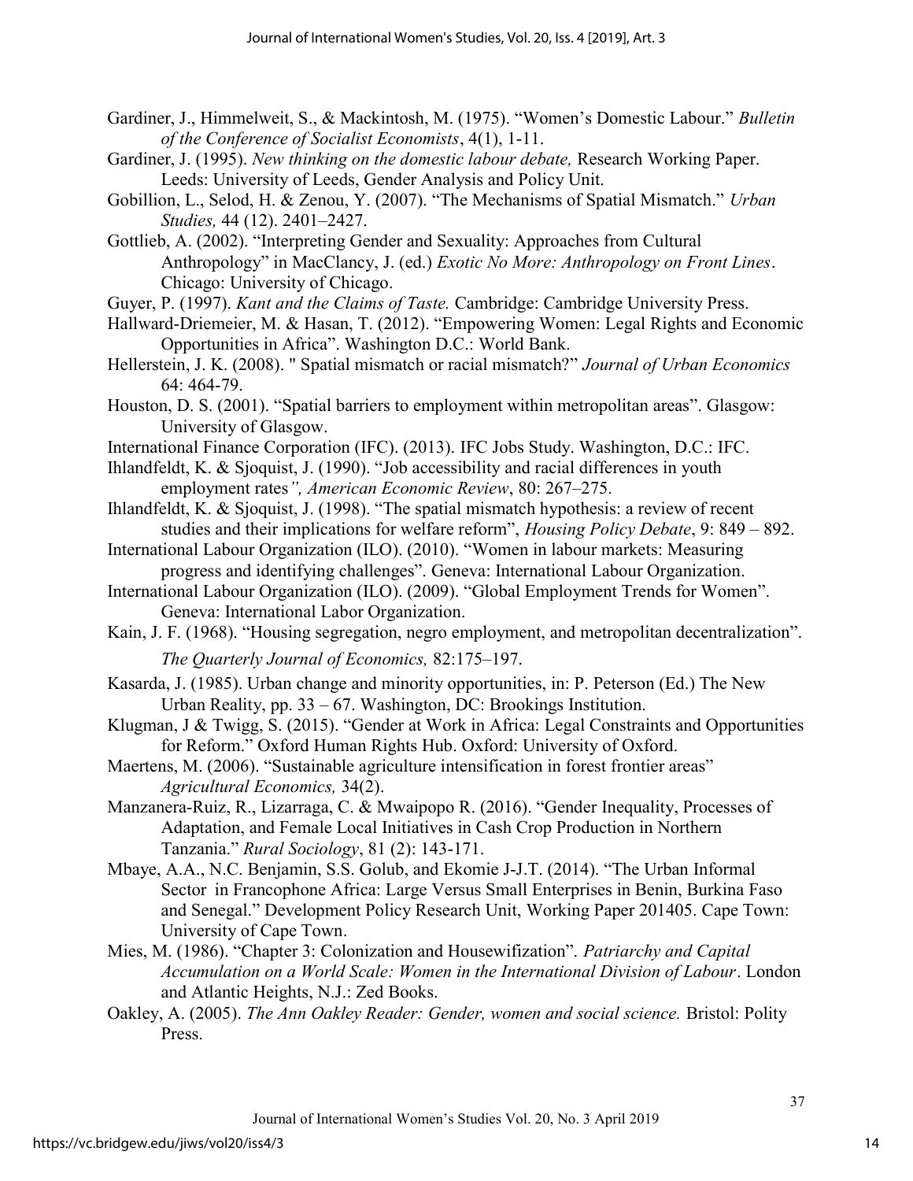Gardiner, J., Himmelweit, S., & Mackintosh, M. (1975). "Women's Domestic Labour." *Bulletin of the Conference of Socialist Economists*, 4(1), 1-11.

Gardiner, J. (1995). *New thinking on the domestic labour debate,* Research Working Paper. Leeds: University of Leeds, Gender Analysis and Policy Unit.

Gobillion, L., Selod, H. & Zenou, Y. (2007). "The Mechanisms of Spatial Mismatch." *Urban Studies,* 44 (12). 2401–2427.

Gottlieb, A. (2002). "Interpreting Gender and Sexuality: Approaches from Cultural Anthropology" in MacClancy, J. (ed.) *Exotic No More: Anthropology on Front Lines*. Chicago: University of Chicago.

Guyer, P. (1997). *Kant and the Claims of Taste.* Cambridge: Cambridge University Press.

Hallward-Driemeier, M. & Hasan, T. (2012). "Empowering Women: Legal Rights and Economic Opportunities in Africa". Washington D.C.: World Bank.

Hellerstein, J. K. (2008). " Spatial mismatch or racial mismatch?" *Journal of Urban Economics* 64: 464-79.

Houston, D. S. (2001). "Spatial barriers to employment within metropolitan areas". Glasgow: University of Glasgow.

International Finance Corporation (IFC). (2013). IFC Jobs Study. Washington, D.C.: IFC.

Ihlandfeldt, K. & Sjoquist, J. (1990). "Job accessibility and racial differences in youth employment rates*", American Economic Review*, 80: 267–275.

Ihlandfeldt, K. & Sjoquist, J. (1998). "The spatial mismatch hypothesis: a review of recent studies and their implications for welfare reform", *Housing Policy Debate*, 9: 849 – 892.

International Labour Organization (ILO). (2010). "Women in labour markets: Measuring progress and identifying challenges". Geneva: International Labour Organization.

International Labour Organization (ILO). (2009). "Global Employment Trends for Women". Geneva: International Labor Organization.

Kain, J. F. (1968). "Housing segregation, negro employment, and metropolitan decentralization". *The Quarterly Journal of Economics,* 82:175–197.

Kasarda, J. (1985). Urban change and minority opportunities, in: P. Peterson (Ed.) The New Urban Reality, pp. 33 – 67. Washington, DC: Brookings Institution.

Klugman, J & Twigg, S. (2015). "Gender at Work in Africa: Legal Constraints and Opportunities for Reform." Oxford Human Rights Hub. Oxford: University of Oxford.

Maertens, M. (2006). "Sustainable agriculture intensification in forest frontier areas" *Agricultural Economics,* 34(2).

Manzanera-Ruiz, R., Lizarraga, C. & Mwaipopo R. (2016). "Gender Inequality, Processes of Adaptation, and Female Local Initiatives in Cash Crop Production in Northern Tanzania." *Rural Sociology*, 81 (2): 143-171.

Mbaye, A.A., N.C. Benjamin, S.S. Golub, and Ekomie J-J.T. (2014). "The Urban Informal Sector in Francophone Africa: Large Versus Small Enterprises in Benin, Burkina Faso and Senegal." Development Policy Research Unit, Working Paper 201405. Cape Town: University of Cape Town.

Mies, M. (1986). "Chapter 3: Colonization and Housewifization". *Patriarchy and Capital Accumulation on a World Scale: Women in the International Division of Labour*. London and Atlantic Heights, N.J.: Zed Books.

Oakley, A. (2005). *The Ann Oakley Reader: Gender, women and social science.* Bristol: Polity Press.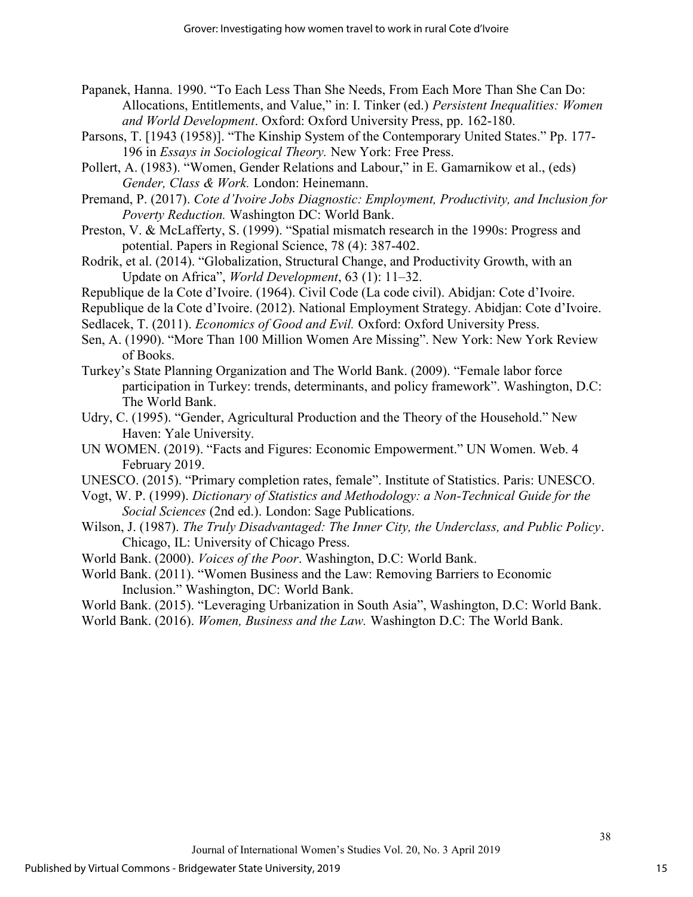Papanek, Hanna. 1990. "To Each Less Than She Needs, From Each More Than She Can Do: Allocations, Entitlements, and Value," in: I. Tinker (ed.) *Persistent Inequalities: Women and World Development*. Oxford: Oxford University Press, pp. 162-180.

Parsons, T. [1943 (1958)]. "The Kinship System of the Contemporary United States." Pp. 177-196 in *Essays in Sociological Theory.* New York: Free Press.

Pollert, A. (1983). "Women, Gender Relations and Labour," in E. Gamarnikow et al., (eds) *Gender, Class & Work.* London: Heinemann.

Premand, P. (2017). *Cote d'Ivoire Jobs Diagnostic: Employment, Productivity, and Inclusion for Poverty Reduction.* Washington DC: World Bank.

Preston, V. & McLafferty, S. (1999). "Spatial mismatch research in the 1990s: Progress and potential. Papers in Regional Science, 78 (4): 387-402.

Rodrik, et al. (2014). "Globalization, Structural Change, and Productivity Growth, with an Update on Africa", *World Development*, 63 (1): 11–32.

Republique de la Cote d'Ivoire. (1964). Civil Code (La code civil). Abidjan: Cote d'Ivoire.

Republique de la Cote d'Ivoire. (2012). National Employment Strategy. Abidjan: Cote d'Ivoire.

Sedlacek, T. (2011). *Economics of Good and Evil.* Oxford: Oxford University Press.

Sen, A. (1990). "More Than 100 Million Women Are Missing". New York: New York Review of Books.

Turkey's State Planning Organization and The World Bank. (2009). "Female labor force participation in Turkey: trends, determinants, and policy framework". Washington, D.C: The World Bank.

Udry, C. (1995). "Gender, Agricultural Production and the Theory of the Household." New Haven: Yale University.

UN WOMEN. (2019). "Facts and Figures: Economic Empowerment." UN Women. Web. 4 February 2019.

UNESCO. (2015). "Primary completion rates, female". Institute of Statistics. Paris: UNESCO.

Vogt, W. P. (1999). *Dictionary of Statistics and Methodology: a Non-Technical Guide for the Social Sciences* (2nd ed.). London: Sage Publications.

Wilson, J. (1987). *The Truly Disadvantaged: The Inner City, the Underclass, and Public Policy*. Chicago, IL: University of Chicago Press.

World Bank. (2000). *Voices of the Poor*. Washington, D.C: World Bank.

World Bank. (2011). "Women Business and the Law: Removing Barriers to Economic Inclusion." Washington, DC: World Bank.

World Bank. (2015). "Leveraging Urbanization in South Asia", Washington, D.C: World Bank.

World Bank. (2016). *Women, Business and the Law.* Washington D.C: The World Bank.